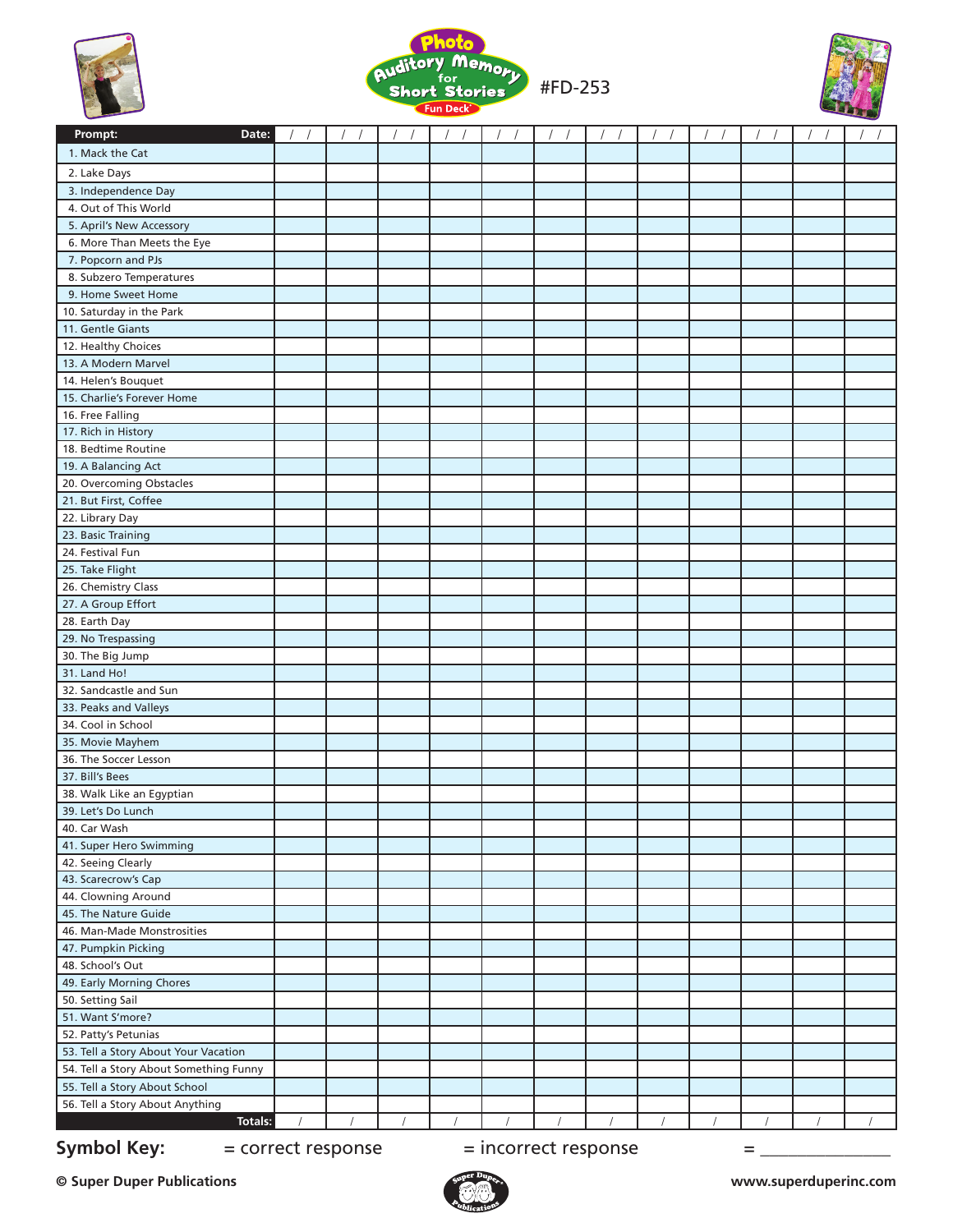# Photo Auditory Memory for Short Stories Fun Deck®

#FD-253

| Prompt: Date: | / / | / / | / / | / / | / / | / / | / / | / / | / / | / / | / / | / / |
|---|---|---|---|---|---|---|---|---|---|---|---|---|
| 1. Mack the Cat | | | | | | | | | | | | |
| 2. Lake Days | | | | | | | | | | | | |
| 3. Independence Day | | | | | | | | | | | | |
| 4. Out of This World | | | | | | | | | | | | |
| 5. April's New Accessory | | | | | | | | | | | | |
| 6. More Than Meets the Eye | | | | | | | | | | | | |
| 7. Popcorn and PJs | | | | | | | | | | | | |
| 8. Subzero Temperatures | | | | | | | | | | | | |
| 9. Home Sweet Home | | | | | | | | | | | | |
| 10. Saturday in the Park | | | | | | | | | | | | |
| 11. Gentle Giants | | | | | | | | | | | | |
| 12. Healthy Choices | | | | | | | | | | | | |
| 13. A Modern Marvel | | | | | | | | | | | | |
| 14. Helen's Bouquet | | | | | | | | | | | | |
| 15. Charlie's Forever Home | | | | | | | | | | | | |
| 16. Free Falling | | | | | | | | | | | | |
| 17. Rich in History | | | | | | | | | | | | |
| 18. Bedtime Routine | | | | | | | | | | | | |
| 19. A Balancing Act | | | | | | | | | | | | |
| 20. Overcoming Obstacles | | | | | | | | | | | | |
| 21. But First, Coffee | | | | | | | | | | | | |
| 22. Library Day | | | | | | | | | | | | |
| 23. Basic Training | | | | | | | | | | | | |
| 24. Festival Fun | | | | | | | | | | | | |
| 25. Take Flight | | | | | | | | | | | | |
| 26. Chemistry Class | | | | | | | | | | | | |
| 27. A Group Effort | | | | | | | | | | | | |
| 28. Earth Day | | | | | | | | | | | | |
| 29. No Trespassing | | | | | | | | | | | | |
| 30. The Big Jump | | | | | | | | | | | | |
| 31. Land Ho! | | | | | | | | | | | | |
| 32. Sandcastle and Sun | | | | | | | | | | | | |
| 33. Peaks and Valleys | | | | | | | | | | | | |
| 34. Cool in School | | | | | | | | | | | | |
| 35. Movie Mayhem | | | | | | | | | | | | |
| 36. The Soccer Lesson | | | | | | | | | | | | |
| 37. Bill's Bees | | | | | | | | | | | | |
| 38. Walk Like an Egyptian | | | | | | | | | | | | |
| 39. Let's Do Lunch | | | | | | | | | | | | |
| 40. Car Wash | | | | | | | | | | | | |
| 41. Super Hero Swimming | | | | | | | | | | | | |
| 42. Seeing Clearly | | | | | | | | | | | | |
| 43. Scarecrow's Cap | | | | | | | | | | | | |
| 44. Clowning Around | | | | | | | | | | | | |
| 45. The Nature Guide | | | | | | | | | | | | |
| 46. Man-Made Monstrosities | | | | | | | | | | | | |
| 47. Pumpkin Picking | | | | | | | | | | | | |
| 48. School's Out | | | | | | | | | | | | |
| 49. Early Morning Chores | | | | | | | | | | | | |
| 50. Setting Sail | | | | | | | | | | | | |
| 51. Want S'more? | | | | | | | | | | | | |
| 52. Patty's Petunias | | | | | | | | | | | | |
| 53. Tell a Story About Your Vacation | | | | | | | | | | | | |
| 54. Tell a Story About Something Funny | | | | | | | | | | | | |
| 55. Tell a Story About School | | | | | | | | | | | | |
| 56. Tell a Story About Anything | | | | | | | | | | | | |
| Totals: | / | / | / | / | / | / | / | / | / | / | / | / |

**Symbol Key:** = correct response = incorrect response = _______________

**© Super Duper Publications** **www.superduperinc.com**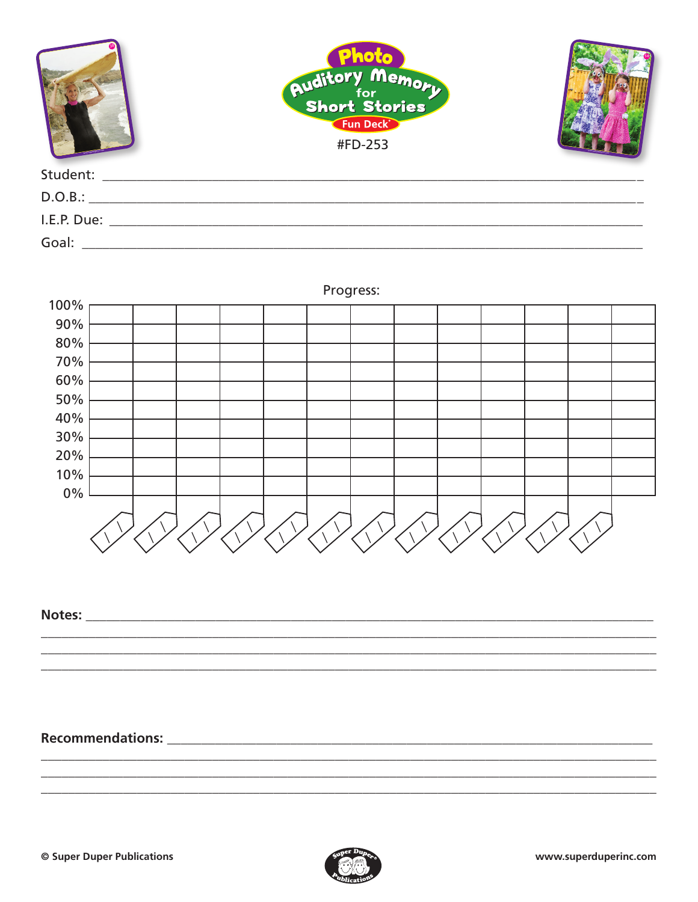# Photo Auditory Memory for Short Stories Fun Deck®

#FD-253

Student: ___________________________________________

D.O.B.: ___________________________________________

I.E.P. Due: ___________________________________________

Goal: ___________________________________________

Progress:

100%
90%
80%
70%
60%
50%
40%
30%
20%
10%
0%

**Notes:** ___________________________________________

___________________________________________

___________________________________________

___________________________________________

**Recommendations:** ___________________________________________

___________________________________________

___________________________________________

___________________________________________

© Super Duper Publications

www.superduperinc.com